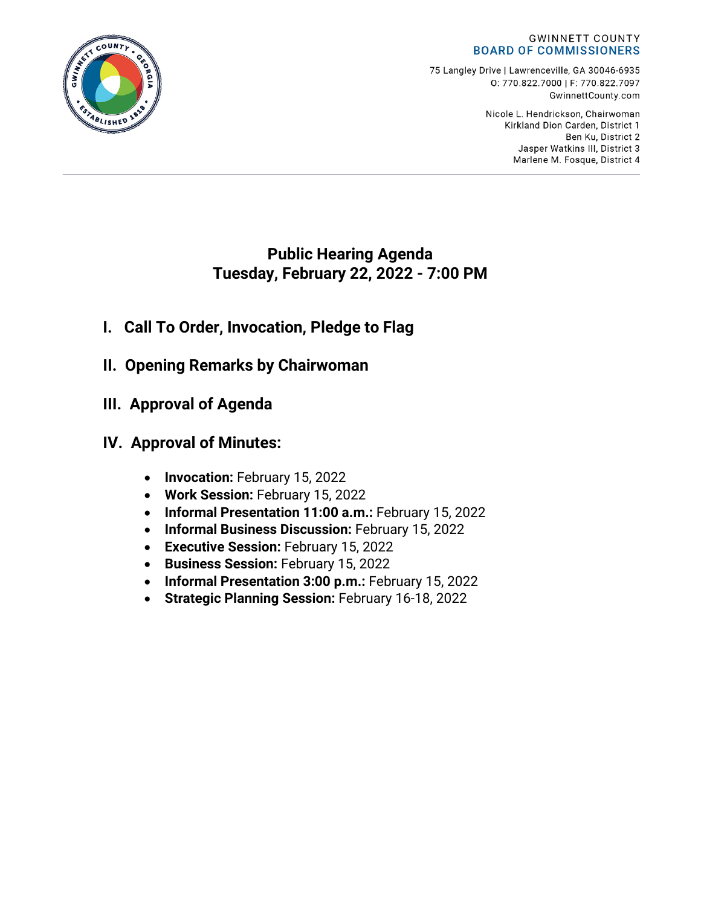GWINNETT COUNTY
**BOARD OF COMMISSIONERS**

75 Langley Drive | Lawrenceville, GA 30046-6935
O: 770.822.7000 | F: 770.822.7097
GwinnettCounty.com

Nicole L. Hendrickson, Chairwoman
Kirkland Dion Carden, District 1
Ben Ku, District 2
Jasper Watkins III, District 3
Marlene M. Fosque, District 4

# Public Hearing Agenda
# Tuesday, February 22, 2022 - 7:00 PM

## I. Call To Order, Invocation, Pledge to Flag

## II. Opening Remarks by Chairwoman

## III. Approval of Agenda

## IV. Approval of Minutes:

- **Invocation:** February 15, 2022
- **Work Session:** February 15, 2022
- **Informal Presentation 11:00 a.m.:** February 15, 2022
- **Informal Business Discussion:** February 15, 2022
- **Executive Session:** February 15, 2022
- **Business Session:** February 15, 2022
- **Informal Presentation 3:00 p.m.:** February 15, 2022
- **Strategic Planning Session:** February 16-18, 2022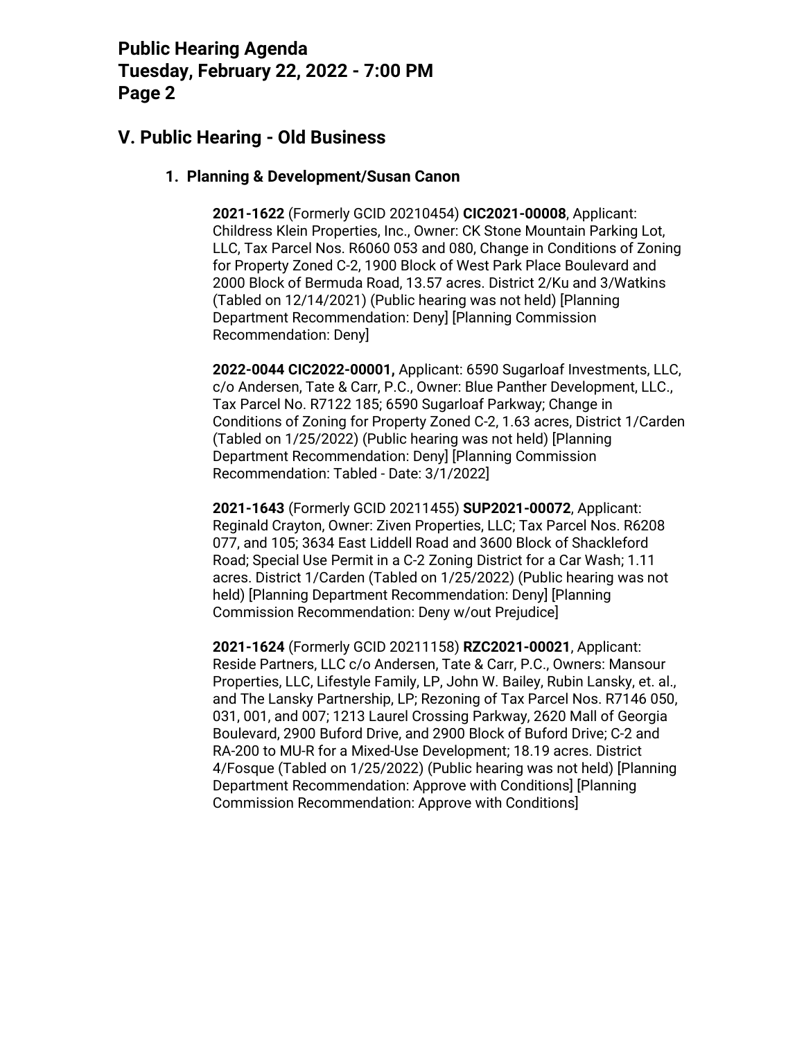## V. Public Hearing - Old Business

### 1. Planning & Development/Susan Canon

**2021-1622** (Formerly GCID 20210454) **CIC2021-00008**, Applicant: Childress Klein Properties, Inc., Owner: CK Stone Mountain Parking Lot, LLC, Tax Parcel Nos. R6060 053 and 080, Change in Conditions of Zoning for Property Zoned C-2, 1900 Block of West Park Place Boulevard and 2000 Block of Bermuda Road, 13.57 acres. District 2/Ku and 3/Watkins (Tabled on 12/14/2021) (Public hearing was not held) [Planning Department Recommendation: Deny] [Planning Commission Recommendation: Deny]

**2022-0044 CIC2022-00001,** Applicant: 6590 Sugarloaf Investments, LLC, c/o Andersen, Tate & Carr, P.C., Owner: Blue Panther Development, LLC., Tax Parcel No. R7122 185; 6590 Sugarloaf Parkway; Change in Conditions of Zoning for Property Zoned C-2, 1.63 acres, District 1/Carden (Tabled on 1/25/2022) (Public hearing was not held) [Planning Department Recommendation: Deny] [Planning Commission Recommendation: Tabled - Date: 3/1/2022]

**2021-1643** (Formerly GCID 20211455) **SUP2021-00072**, Applicant: Reginald Crayton, Owner: Ziven Properties, LLC; Tax Parcel Nos. R6208 077, and 105; 3634 East Liddell Road and 3600 Block of Shackleford Road; Special Use Permit in a C-2 Zoning District for a Car Wash; 1.11 acres. District 1/Carden (Tabled on 1/25/2022) (Public hearing was not held) [Planning Department Recommendation: Deny] [Planning Commission Recommendation: Deny w/out Prejudice]

**2021-1624** (Formerly GCID 20211158) **RZC2021-00021**, Applicant: Reside Partners, LLC c/o Andersen, Tate & Carr, P.C., Owners: Mansour Properties, LLC, Lifestyle Family, LP, John W. Bailey, Rubin Lansky, et. al., and The Lansky Partnership, LP; Rezoning of Tax Parcel Nos. R7146 050, 031, 001, and 007; 1213 Laurel Crossing Parkway, 2620 Mall of Georgia Boulevard, 2900 Buford Drive, and 2900 Block of Buford Drive; C-2 and RA-200 to MU-R for a Mixed-Use Development; 18.19 acres. District 4/Fosque (Tabled on 1/25/2022) (Public hearing was not held) [Planning Department Recommendation: Approve with Conditions] [Planning Commission Recommendation: Approve with Conditions]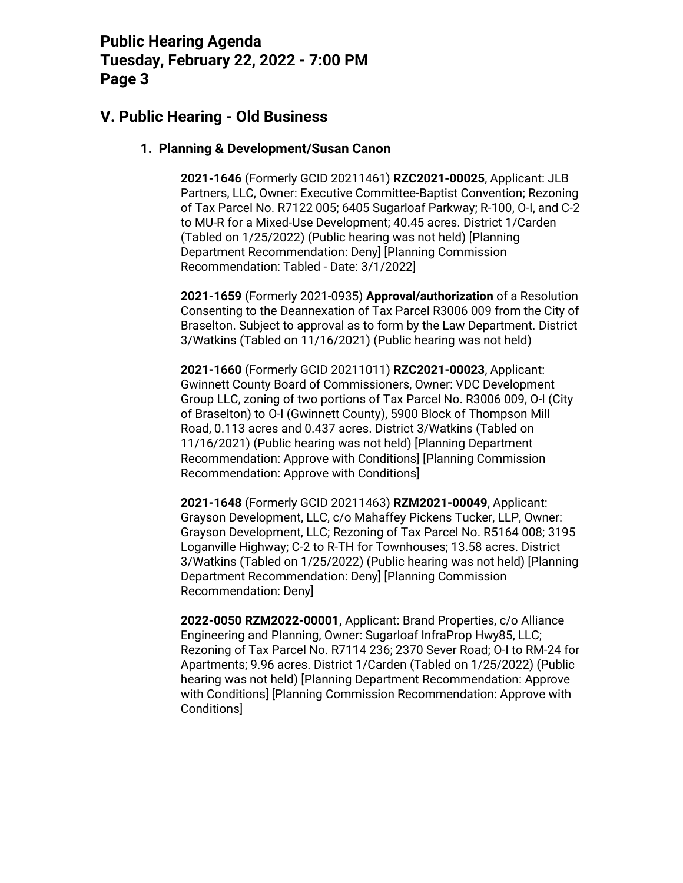# V. Public Hearing - Old Business

## 1. Planning & Development/Susan Canon

**2021-1646** (Formerly GCID 20211461) **RZC2021-00025**, Applicant: JLB Partners, LLC, Owner: Executive Committee-Baptist Convention; Rezoning of Tax Parcel No. R7122 005; 6405 Sugarloaf Parkway; R-100, O-I, and C-2 to MU-R for a Mixed-Use Development; 40.45 acres. District 1/Carden (Tabled on 1/25/2022) (Public hearing was not held) [Planning Department Recommendation: Deny] [Planning Commission Recommendation: Tabled - Date: 3/1/2022]

**2021-1659** (Formerly 2021-0935) **Approval/authorization** of a Resolution Consenting to the Deannexation of Tax Parcel R3006 009 from the City of Braselton. Subject to approval as to form by the Law Department. District 3/Watkins (Tabled on 11/16/2021) (Public hearing was not held)

**2021-1660** (Formerly GCID 20211011) **RZC2021-00023**, Applicant: Gwinnett County Board of Commissioners, Owner: VDC Development Group LLC, zoning of two portions of Tax Parcel No. R3006 009, O-I (City of Braselton) to O-I (Gwinnett County), 5900 Block of Thompson Mill Road, 0.113 acres and 0.437 acres. District 3/Watkins (Tabled on 11/16/2021) (Public hearing was not held) [Planning Department Recommendation: Approve with Conditions] [Planning Commission Recommendation: Approve with Conditions]

**2021-1648** (Formerly GCID 20211463) **RZM2021-00049**, Applicant: Grayson Development, LLC, c/o Mahaffey Pickens Tucker, LLP, Owner: Grayson Development, LLC; Rezoning of Tax Parcel No. R5164 008; 3195 Loganville Highway; C-2 to R-TH for Townhouses; 13.58 acres. District 3/Watkins (Tabled on 1/25/2022) (Public hearing was not held) [Planning Department Recommendation: Deny] [Planning Commission Recommendation: Deny]

**2022-0050 RZM2022-00001,** Applicant: Brand Properties, c/o Alliance Engineering and Planning, Owner: Sugarloaf InfraProp Hwy85, LLC; Rezoning of Tax Parcel No. R7114 236; 2370 Sever Road; O-I to RM-24 for Apartments; 9.96 acres. District 1/Carden (Tabled on 1/25/2022) (Public hearing was not held) [Planning Department Recommendation: Approve with Conditions] [Planning Commission Recommendation: Approve with Conditions]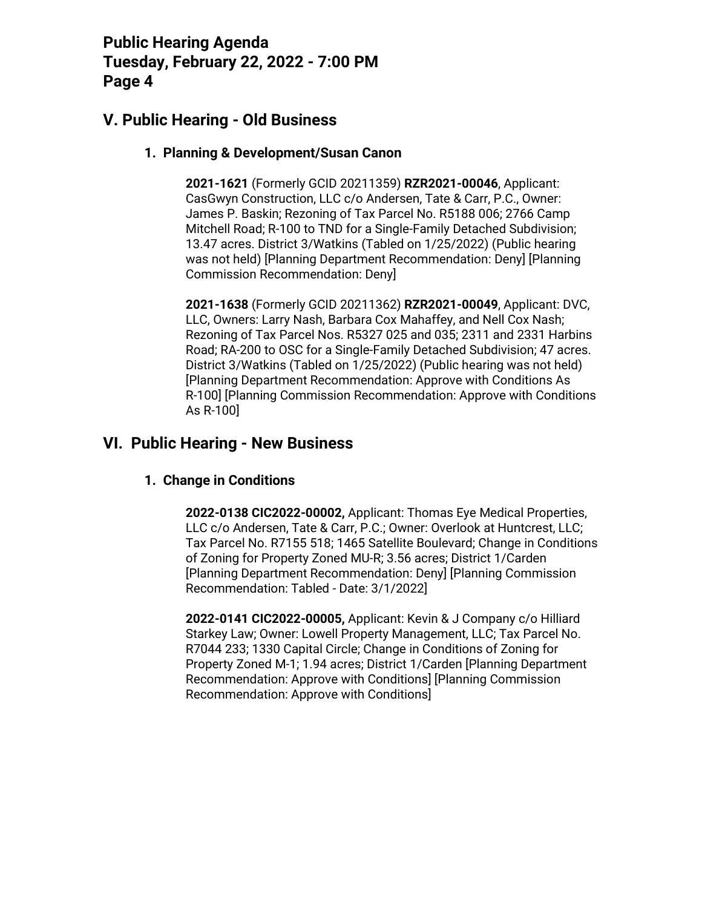## V. Public Hearing - Old Business

### 1. Planning & Development/Susan Canon

**2021-1621** (Formerly GCID 20211359) **RZR2021-00046**, Applicant: CasGwyn Construction, LLC c/o Andersen, Tate & Carr, P.C., Owner: James P. Baskin; Rezoning of Tax Parcel No. R5188 006; 2766 Camp Mitchell Road; R-100 to TND for a Single-Family Detached Subdivision; 13.47 acres. District 3/Watkins (Tabled on 1/25/2022) (Public hearing was not held) [Planning Department Recommendation: Deny] [Planning Commission Recommendation: Deny]

**2021-1638** (Formerly GCID 20211362) **RZR2021-00049**, Applicant: DVC, LLC, Owners: Larry Nash, Barbara Cox Mahaffey, and Nell Cox Nash; Rezoning of Tax Parcel Nos. R5327 025 and 035; 2311 and 2331 Harbins Road; RA-200 to OSC for a Single-Family Detached Subdivision; 47 acres. District 3/Watkins (Tabled on 1/25/2022) (Public hearing was not held) [Planning Department Recommendation: Approve with Conditions As R-100] [Planning Commission Recommendation: Approve with Conditions As R-100]

## VI. Public Hearing - New Business

### 1. Change in Conditions

**2022-0138 CIC2022-00002,** Applicant: Thomas Eye Medical Properties, LLC c/o Andersen, Tate & Carr, P.C.; Owner: Overlook at Huntcrest, LLC; Tax Parcel No. R7155 518; 1465 Satellite Boulevard; Change in Conditions of Zoning for Property Zoned MU-R; 3.56 acres; District 1/Carden [Planning Department Recommendation: Deny] [Planning Commission Recommendation: Tabled - Date: 3/1/2022]

**2022-0141 CIC2022-00005,** Applicant: Kevin & J Company c/o Hilliard Starkey Law; Owner: Lowell Property Management, LLC; Tax Parcel No. R7044 233; 1330 Capital Circle; Change in Conditions of Zoning for Property Zoned M-1; 1.94 acres; District 1/Carden [Planning Department Recommendation: Approve with Conditions] [Planning Commission Recommendation: Approve with Conditions]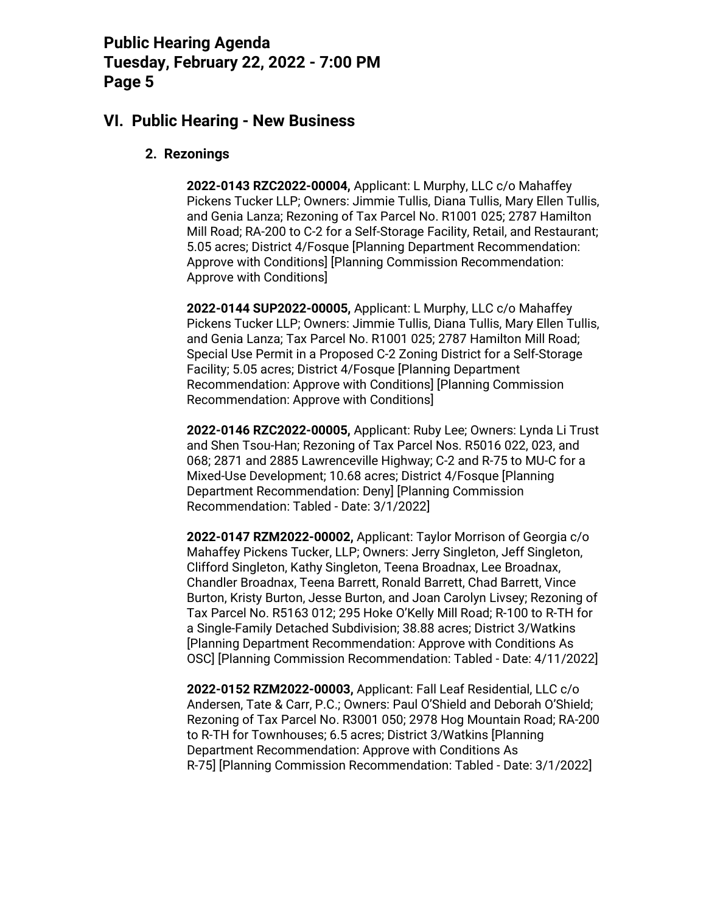## VI. Public Hearing - New Business

### 2. Rezonings

**2022-0143 RZC2022-00004,** Applicant: L Murphy, LLC c/o Mahaffey Pickens Tucker LLP; Owners: Jimmie Tullis, Diana Tullis, Mary Ellen Tullis, and Genia Lanza; Rezoning of Tax Parcel No. R1001 025; 2787 Hamilton Mill Road; RA-200 to C-2 for a Self-Storage Facility, Retail, and Restaurant; 5.05 acres; District 4/Fosque [Planning Department Recommendation: Approve with Conditions] [Planning Commission Recommendation: Approve with Conditions]

**2022-0144 SUP2022-00005,** Applicant: L Murphy, LLC c/o Mahaffey Pickens Tucker LLP; Owners: Jimmie Tullis, Diana Tullis, Mary Ellen Tullis, and Genia Lanza; Tax Parcel No. R1001 025; 2787 Hamilton Mill Road; Special Use Permit in a Proposed C-2 Zoning District for a Self-Storage Facility; 5.05 acres; District 4/Fosque [Planning Department Recommendation: Approve with Conditions] [Planning Commission Recommendation: Approve with Conditions]

**2022-0146 RZC2022-00005,** Applicant: Ruby Lee; Owners: Lynda Li Trust and Shen Tsou-Han; Rezoning of Tax Parcel Nos. R5016 022, 023, and 068; 2871 and 2885 Lawrenceville Highway; C-2 and R-75 to MU-C for a Mixed-Use Development; 10.68 acres; District 4/Fosque [Planning Department Recommendation: Deny] [Planning Commission Recommendation: Tabled - Date: 3/1/2022]

**2022-0147 RZM2022-00002,** Applicant: Taylor Morrison of Georgia c/o Mahaffey Pickens Tucker, LLP; Owners: Jerry Singleton, Jeff Singleton, Clifford Singleton, Kathy Singleton, Teena Broadnax, Lee Broadnax, Chandler Broadnax, Teena Barrett, Ronald Barrett, Chad Barrett, Vince Burton, Kristy Burton, Jesse Burton, and Joan Carolyn Livsey; Rezoning of Tax Parcel No. R5163 012; 295 Hoke O'Kelly Mill Road; R-100 to R-TH for a Single-Family Detached Subdivision; 38.88 acres; District 3/Watkins [Planning Department Recommendation: Approve with Conditions As OSC] [Planning Commission Recommendation: Tabled - Date: 4/11/2022]

**2022-0152 RZM2022-00003,** Applicant: Fall Leaf Residential, LLC c/o Andersen, Tate & Carr, P.C.; Owners: Paul O'Shield and Deborah O'Shield; Rezoning of Tax Parcel No. R3001 050; 2978 Hog Mountain Road; RA-200 to R-TH for Townhouses; 6.5 acres; District 3/Watkins [Planning Department Recommendation: Approve with Conditions As R-75] [Planning Commission Recommendation: Tabled - Date: 3/1/2022]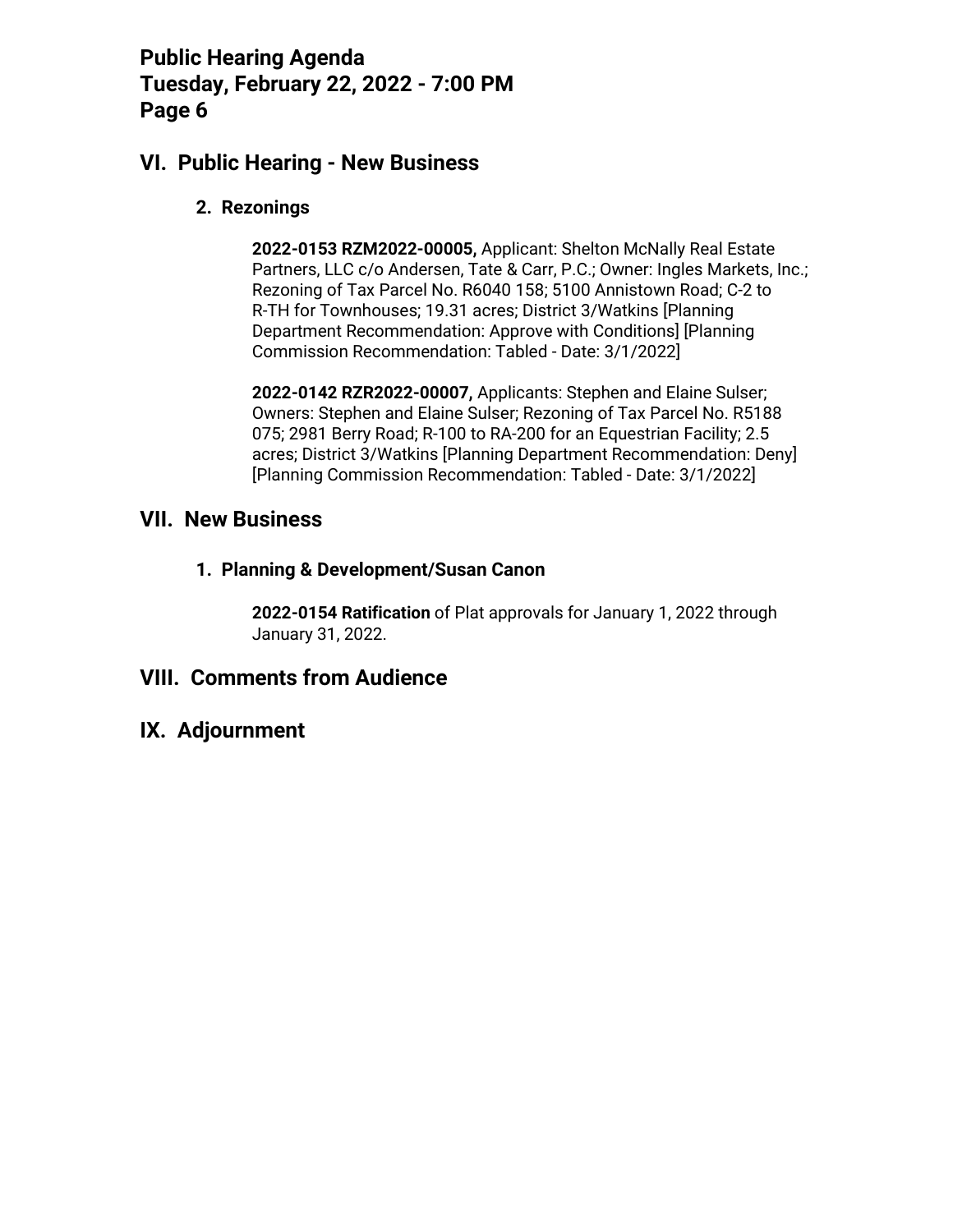## VI. Public Hearing - New Business

### 2. Rezonings

**2022-0153 RZM2022-00005,** Applicant: Shelton McNally Real Estate Partners, LLC c/o Andersen, Tate & Carr, P.C.; Owner: Ingles Markets, Inc.; Rezoning of Tax Parcel No. R6040 158; 5100 Annistown Road; C-2 to R-TH for Townhouses; 19.31 acres; District 3/Watkins [Planning Department Recommendation: Approve with Conditions] [Planning Commission Recommendation: Tabled - Date: 3/1/2022]

**2022-0142 RZR2022-00007,** Applicants: Stephen and Elaine Sulser; Owners: Stephen and Elaine Sulser; Rezoning of Tax Parcel No. R5188 075; 2981 Berry Road; R-100 to RA-200 for an Equestrian Facility; 2.5 acres; District 3/Watkins [Planning Department Recommendation: Deny] [Planning Commission Recommendation: Tabled - Date: 3/1/2022]

## VII. New Business

### 1. Planning & Development/Susan Canon

**2022-0154 Ratification** of Plat approvals for January 1, 2022 through January 31, 2022.

## VIII. Comments from Audience

## IX. Adjournment